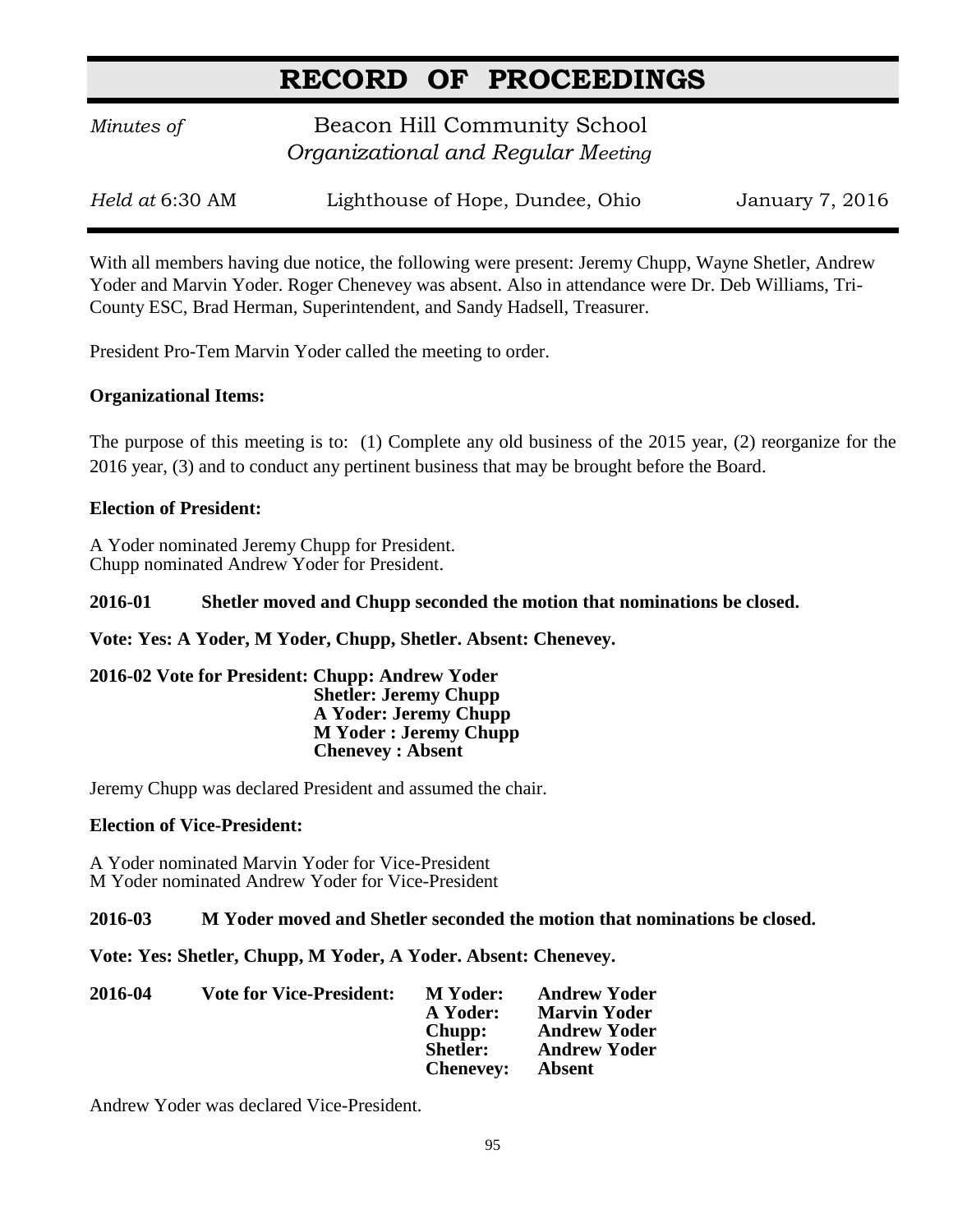# RECORD OF PROCEEDINGS

*Minutes of* Beacon Hill Community School
*Organizational and Regular Meeting*

*Held at* 6:30 AM Lighthouse of Hope, Dundee, Ohio January 7, 2016

With all members having due notice, the following were present: Jeremy Chupp, Wayne Shetler, Andrew Yoder and Marvin Yoder. Roger Chenevey was absent. Also in attendance were Dr. Deb Williams, Tri-County ESC, Brad Herman, Superintendent, and Sandy Hadsell, Treasurer.

President Pro-Tem Marvin Yoder called the meeting to order.

**Organizational Items:**

The purpose of this meeting is to: (1) Complete any old business of the 2015 year, (2) reorganize for the 2016 year, (3) and to conduct any pertinent business that may be brought before the Board.

**Election of President:**

A Yoder nominated Jeremy Chupp for President.
Chupp nominated Andrew Yoder for President.

**2016-01 Shetler moved and Chupp seconded the motion that nominations be closed.**

**Vote: Yes: A Yoder, M Yoder, Chupp, Shetler. Absent: Chenevey.**

**2016-02 Vote for President: Chupp: Andrew Yoder**
**Shetler: Jeremy Chupp**
**A Yoder: Jeremy Chupp**
**M Yoder : Jeremy Chupp**
**Chenevey : Absent**

Jeremy Chupp was declared President and assumed the chair.

**Election of Vice-President:**

A Yoder nominated Marvin Yoder for Vice-President
M Yoder nominated Andrew Yoder for Vice-President

**2016-03 M Yoder moved and Shetler seconded the motion that nominations be closed.**

**Vote: Yes: Shetler, Chupp, M Yoder, A Yoder. Absent: Chenevey.**

**2016-04 Vote for Vice-President: M Yoder: Andrew Yoder**
**A Yoder: Marvin Yoder**
**Chupp: Andrew Yoder**
**Shetler: Andrew Yoder**
**Chenevey: Absent**

Andrew Yoder was declared Vice-President.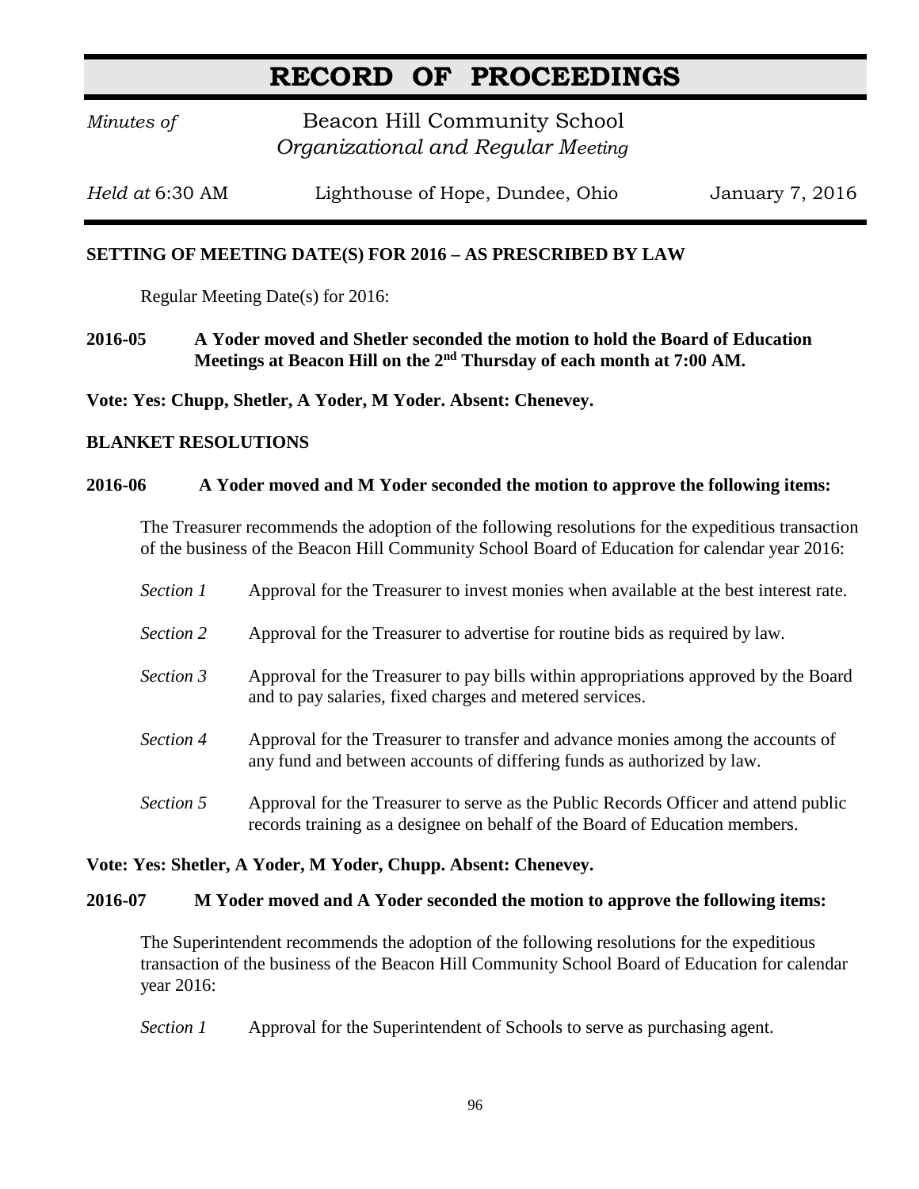# RECORD OF PROCEEDINGS

*Minutes of* Beacon Hill Community School
*Organizational and Regular Meeting*

*Held at* 6:30 AM Lighthouse of Hope, Dundee, Ohio January 7, 2016

**SETTING OF MEETING DATE(S) FOR 2016 – AS PRESCRIBED BY LAW**

Regular Meeting Date(s) for 2016:

**2016-05 A Yoder moved and Shetler seconded the motion to hold the Board of Education Meetings at Beacon Hill on the 2nd Thursday of each month at 7:00 AM.**

**Vote: Yes: Chupp, Shetler, A Yoder, M Yoder. Absent: Chenevey.**

**BLANKET RESOLUTIONS**

**2016-06 A Yoder moved and M Yoder seconded the motion to approve the following items:**

The Treasurer recommends the adoption of the following resolutions for the expeditious transaction of the business of the Beacon Hill Community School Board of Education for calendar year 2016:

*Section 1* Approval for the Treasurer to invest monies when available at the best interest rate.

*Section 2* Approval for the Treasurer to advertise for routine bids as required by law.

*Section 3* Approval for the Treasurer to pay bills within appropriations approved by the Board and to pay salaries, fixed charges and metered services.

*Section 4* Approval for the Treasurer to transfer and advance monies among the accounts of any fund and between accounts of differing funds as authorized by law.

*Section 5* Approval for the Treasurer to serve as the Public Records Officer and attend public records training as a designee on behalf of the Board of Education members.

**Vote: Yes: Shetler, A Yoder, M Yoder, Chupp. Absent: Chenevey.**

**2016-07 M Yoder moved and A Yoder seconded the motion to approve the following items:**

The Superintendent recommends the adoption of the following resolutions for the expeditious transaction of the business of the Beacon Hill Community School Board of Education for calendar year 2016:

*Section 1* Approval for the Superintendent of Schools to serve as purchasing agent.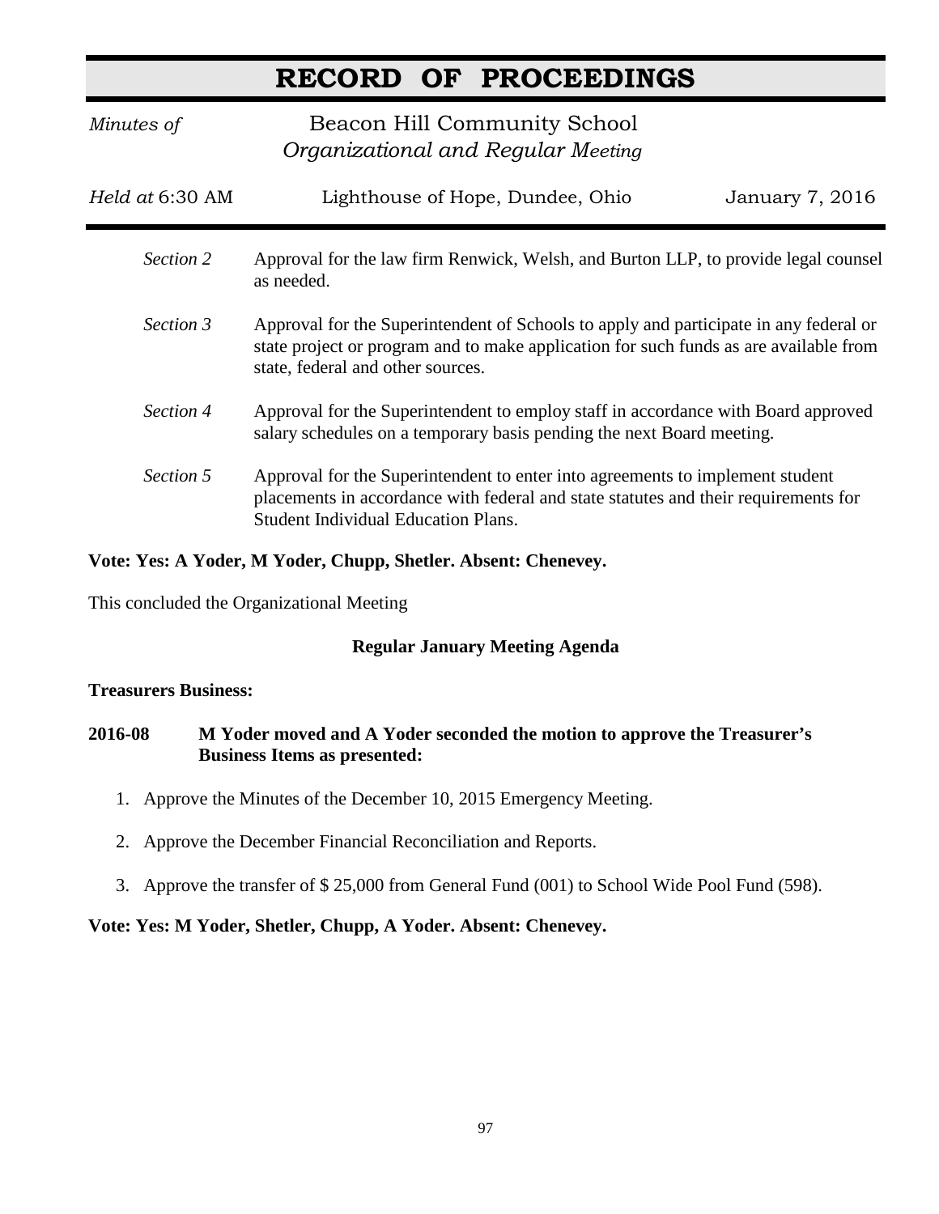# RECORD OF PROCEEDINGS

*Minutes of* Beacon Hill Community School
*Organizational and Regular Meeting*

*Held at* 6:30 AM — Lighthouse of Hope, Dundee, Ohio — January 7, 2016

*Section 2* Approval for the law firm Renwick, Welsh, and Burton LLP, to provide legal counsel as needed.

*Section 3* Approval for the Superintendent of Schools to apply and participate in any federal or state project or program and to make application for such funds as are available from state, federal and other sources.

*Section 4* Approval for the Superintendent to employ staff in accordance with Board approved salary schedules on a temporary basis pending the next Board meeting.

*Section 5* Approval for the Superintendent to enter into agreements to implement student placements in accordance with federal and state statutes and their requirements for Student Individual Education Plans.

**Vote: Yes: A Yoder, M Yoder, Chupp, Shetler. Absent: Chenevey.**

This concluded the Organizational Meeting

**Regular January Meeting Agenda**

**Treasurers Business:**

**2016-08 M Yoder moved and A Yoder seconded the motion to approve the Treasurer's Business Items as presented:**

1. Approve the Minutes of the December 10, 2015 Emergency Meeting.
2. Approve the December Financial Reconciliation and Reports.
3. Approve the transfer of $ 25,000 from General Fund (001) to School Wide Pool Fund (598).

**Vote: Yes: M Yoder, Shetler, Chupp, A Yoder. Absent: Chenevey.**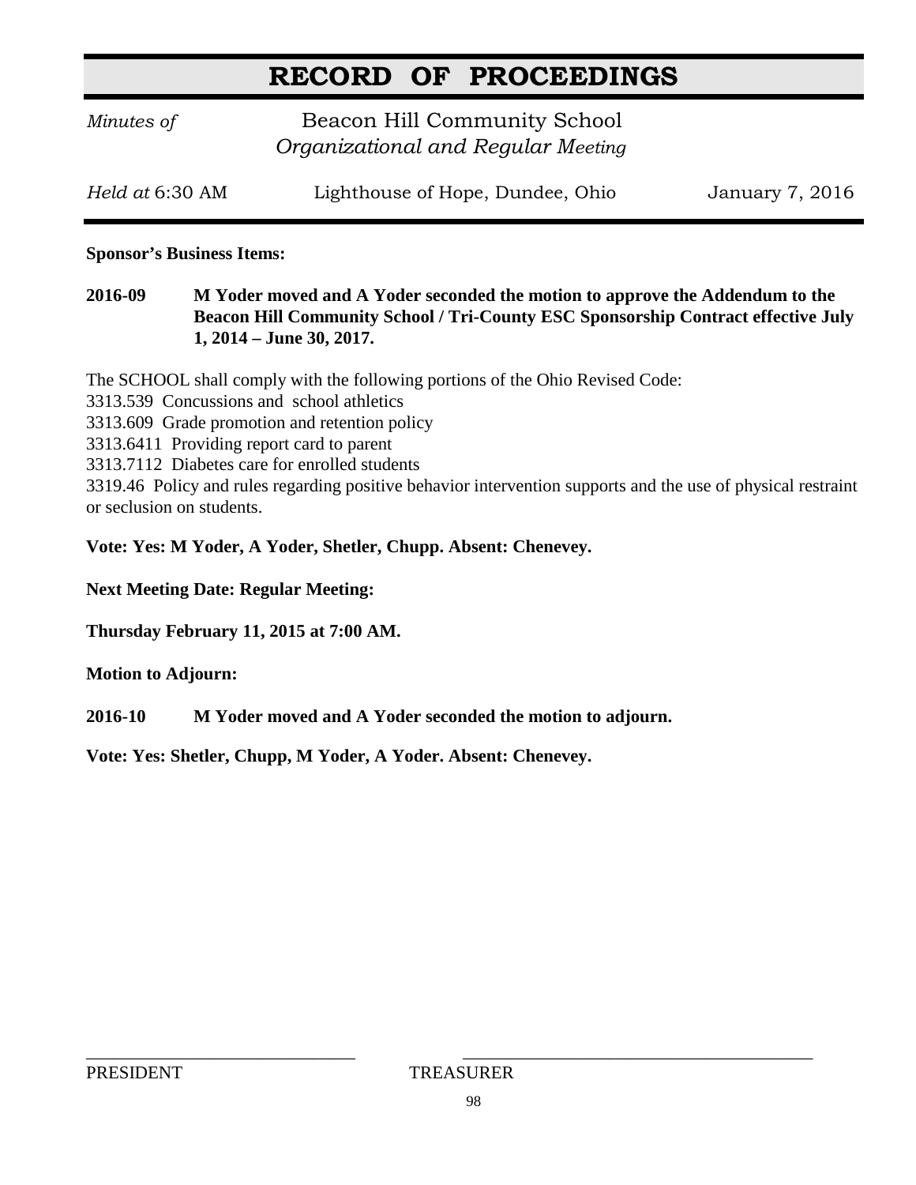# RECORD OF PROCEEDINGS

*Minutes of* Beacon Hill Community School
*Organizational and Regular Meeting*

*Held at* 6:30 AM Lighthouse of Hope, Dundee, Ohio January 7, 2016

**Sponsor's Business Items:**

**2016-09 M Yoder moved and A Yoder seconded the motion to approve the Addendum to the Beacon Hill Community School / Tri-County ESC Sponsorship Contract effective July 1, 2014 – June 30, 2017.**

The SCHOOL shall comply with the following portions of the Ohio Revised Code:
3313.539 Concussions and school athletics
3313.609 Grade promotion and retention policy
3313.6411 Providing report card to parent
3313.7112 Diabetes care for enrolled students
3319.46 Policy and rules regarding positive behavior intervention supports and the use of physical restraint or seclusion on students.

**Vote: Yes: M Yoder, A Yoder, Shetler, Chupp. Absent: Chenevey.**

**Next Meeting Date: Regular Meeting:**

**Thursday February 11, 2015 at 7:00 AM.**

**Motion to Adjourn:**

**2016-10 M Yoder moved and A Yoder seconded the motion to adjourn.**

**Vote: Yes: Shetler, Chupp, M Yoder, A Yoder. Absent: Chenevey.**

______________________________ ________________________________________

PRESIDENT TREASURER